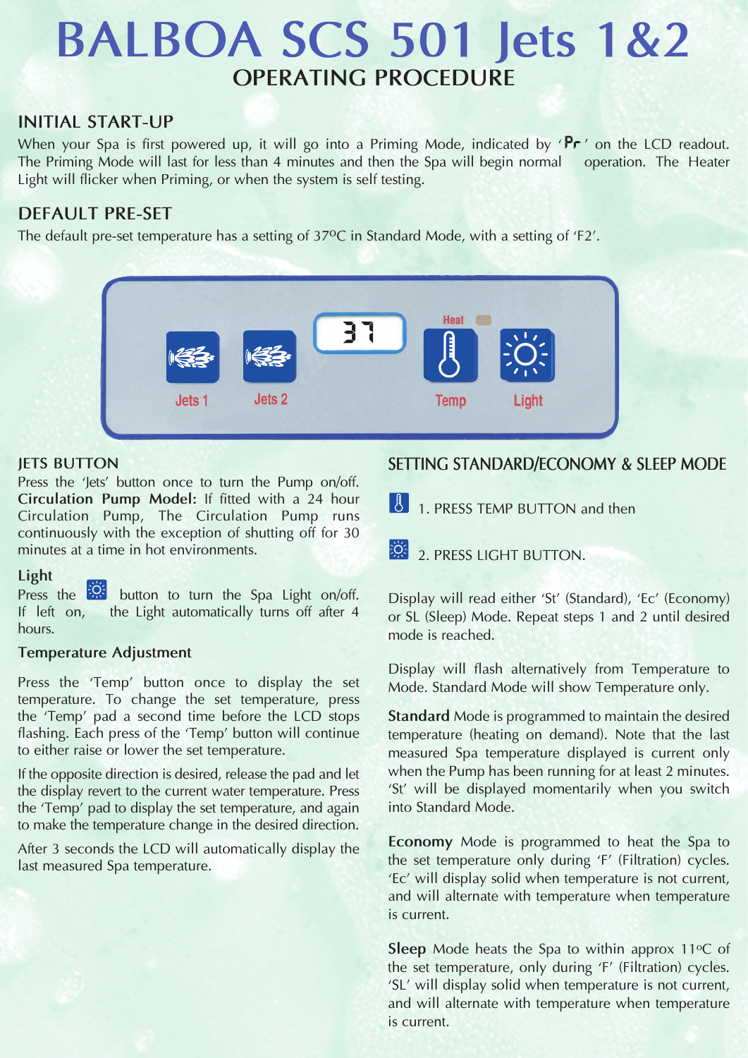# BALBOA SCS 501 Jets 1&2

## OPERATING PROCEDURE

### INITIAL START-UP

When your Spa is first powered up, it will go into a Priming Mode, indicated by 'Pr' on the LCD readout. The Priming Mode will last for less than 4 minutes and then the Spa will begin normal operation. The Heater Light will flicker when Priming, or when the system is self testing.

### DEFAULT PRE-SET

The default pre-set temperature has a setting of 37ºC in Standard Mode, with a setting of 'F2'.

### JETS BUTTON

Press the 'Jets' button once to turn the Pump on/off. **Circulation Pump Model:** If fitted with a 24 hour Circulation Pump, The Circulation Pump runs continuously with the exception of shutting off for 30 minutes at a time in hot environments.

### Light

Press the button to turn the Spa Light on/off. If left on, the Light automatically turns off after 4 hours.

### Temperature Adjustment

Press the 'Temp' button once to display the set temperature. To change the set temperature, press the 'Temp' pad a second time before the LCD stops flashing. Each press of the 'Temp' button will continue to either raise or lower the set temperature.

If the opposite direction is desired, release the pad and let the display revert to the current water temperature. Press the 'Temp' pad to display the set temperature, and again to make the temperature change in the desired direction.

After 3 seconds the LCD will automatically display the last measured Spa temperature.

### SETTING STANDARD/ECONOMY & SLEEP MODE

1. PRESS TEMP BUTTON and then
2. PRESS LIGHT BUTTON.

Display will read either 'St' (Standard), 'Ec' (Economy) or SL (Sleep) Mode. Repeat steps 1 and 2 until desired mode is reached.

Display will flash alternatively from Temperature to Mode. Standard Mode will show Temperature only.

**Standard** Mode is programmed to maintain the desired temperature (heating on demand). Note that the last measured Spa temperature displayed is current only when the Pump has been running for at least 2 minutes. 'St' will be displayed momentarily when you switch into Standard Mode.

**Economy** Mode is programmed to heat the Spa to the set temperature only during 'F' (Filtration) cycles. 'Ec' will display solid when temperature is not current, and will alternate with temperature when temperature is current.

**Sleep** Mode heats the Spa to within approx 11ºC of the set temperature, only during 'F' (Filtration) cycles. 'SL' will display solid when temperature is not current, and will alternate with temperature when temperature is current.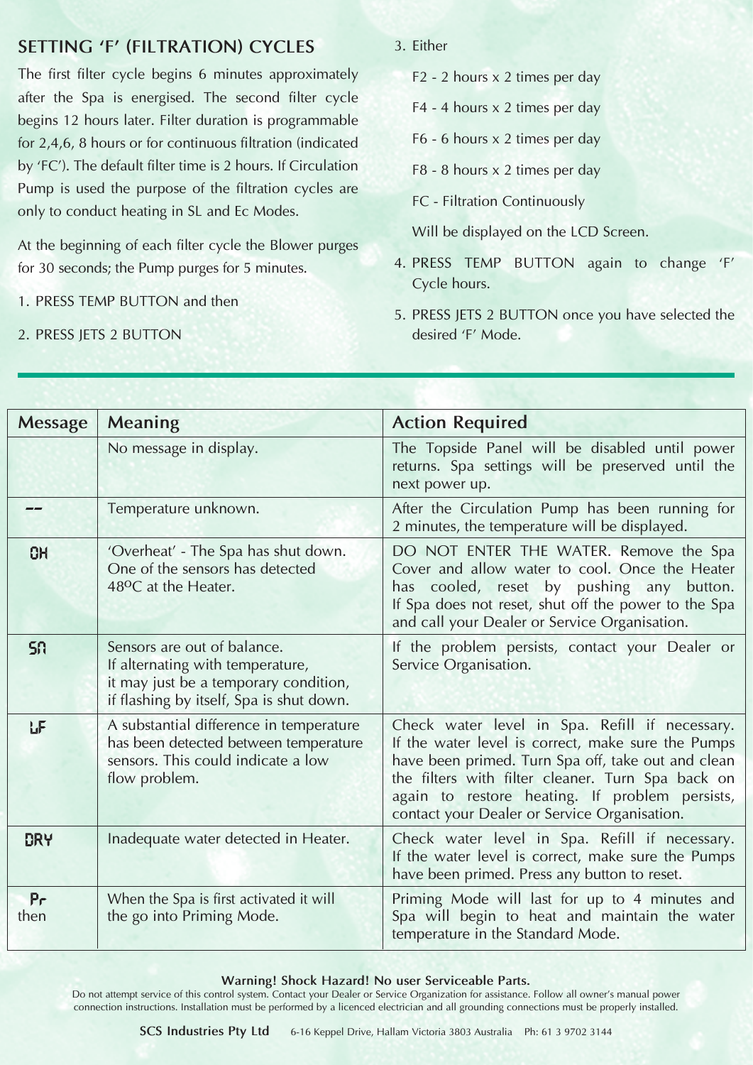## SETTING 'F' (FILTRATION) CYCLES

The first filter cycle begins 6 minutes approximately after the Spa is energised. The second filter cycle begins 12 hours later. Filter duration is programmable for 2,4,6, 8 hours or for continuous filtration (indicated by 'FC'). The default filter time is 2 hours. If Circulation Pump is used the purpose of the filtration cycles are only to conduct heating in SL and Ec Modes.

At the beginning of each filter cycle the Blower purges for 30 seconds; the Pump purges for 5 minutes.

1. PRESS TEMP BUTTON and then
2. PRESS JETS 2 BUTTON
3. Either

   F2 - 2 hours x 2 times per day

   F4 - 4 hours x 2 times per day

   F6 - 6 hours x 2 times per day

   F8 - 8 hours x 2 times per day

   FC - Filtration Continuously

   Will be displayed on the LCD Screen.
4. PRESS TEMP BUTTON again to change 'F' Cycle hours.
5. PRESS JETS 2 BUTTON once you have selected the desired 'F' Mode.

| Message | Meaning | Action Required |
|---|---|---|
| | No message in display. | The Topside Panel will be disabled until power returns. Spa settings will be preserved until the next power up. |
| -- | Temperature unknown. | After the Circulation Pump has been running for 2 minutes, the temperature will be displayed. |
| OH | 'Overheat' - The Spa has shut down. One of the sensors has detected 48ºC at the Heater. | DO NOT ENTER THE WATER. Remove the Spa Cover and allow water to cool. Once the Heater has cooled, reset by pushing any button. If Spa does not reset, shut off the power to the Spa and call your Dealer or Service Organisation. |
| SA | Sensors are out of balance. If alternating with temperature, it may just be a temporary condition, if flashing by itself, Spa is shut down. | If the problem persists, contact your Dealer or Service Organisation. |
| LF | A substantial difference in temperature has been detected between temperature sensors. This could indicate a low flow problem. | Check water level in Spa. Refill if necessary. If the water level is correct, make sure the Pumps have been primed. Turn Spa off, take out and clean the filters with filter cleaner. Turn Spa back on again to restore heating. If problem persists, contact your Dealer or Service Organisation. |
| DRY | Inadequate water detected in Heater. | Check water level in Spa. Refill if necessary. If the water level is correct, make sure the Pumps have been primed. Press any button to reset. |
| Pr then | When the Spa is first activated it will the go into Priming Mode. | Priming Mode will last for up to 4 minutes and Spa will begin to heat and maintain the water temperature in the Standard Mode. |

**Warning! Shock Hazard! No user Serviceable Parts.**

Do not attempt service of this control system. Contact your Dealer or Service Organization for assistance. Follow all owner's manual power connection instructions. Installation must be performed by a licenced electrician and all grounding connections must be properly installed.

**SCS Industries Pty Ltd** 6-16 Keppel Drive, Hallam Victoria 3803 Australia Ph: 61 3 9702 3144